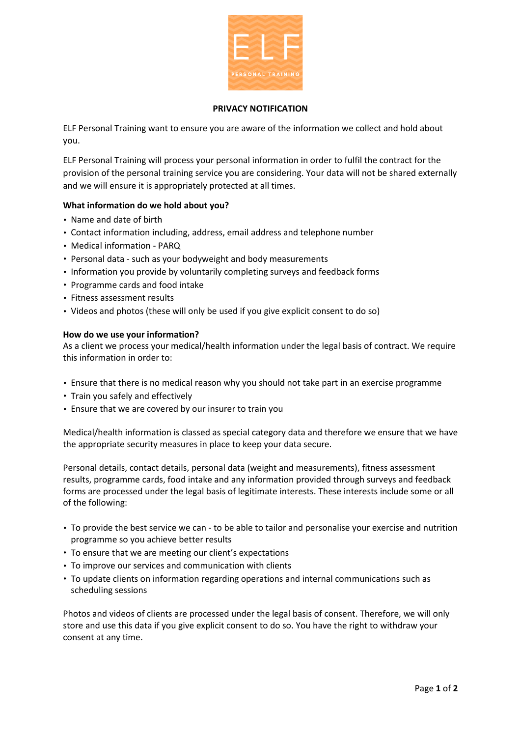# PRIVACY NOTIFICATION

ELF Personal Training want to ensure you are aware of the information we collect and hold about you.

ELF Personal Training will process your personal information in order to fulfil the contract for the provision of the personal training service you are considering. Your data will not be shared externally and we will ensure it is appropriately protected at all times.

**What information do we hold about you?**

- Name and date of birth
- Contact information including, address, email address and telephone number
- Medical information - PARQ
- Personal data - such as your bodyweight and body measurements
- Information you provide by voluntarily completing surveys and feedback forms
- Programme cards and food intake
- Fitness assessment results
- Videos and photos (these will only be used if you give explicit consent to do so)

**How do we use your information?**

As a client we process your medical/health information under the legal basis of contract. We require this information in order to:

- Ensure that there is no medical reason why you should not take part in an exercise programme
- Train you safely and effectively
- Ensure that we are covered by our insurer to train you

Medical/health information is classed as special category data and therefore we ensure that we have the appropriate security measures in place to keep your data secure.

Personal details, contact details, personal data (weight and measurements), fitness assessment results, programme cards, food intake and any information provided through surveys and feedback forms are processed under the legal basis of legitimate interests. These interests include some or all of the following:

- To provide the best service we can - to be able to tailor and personalise your exercise and nutrition programme so you achieve better results
- To ensure that we are meeting our client's expectations
- To improve our services and communication with clients
- To update clients on information regarding operations and internal communications such as scheduling sessions

Photos and videos of clients are processed under the legal basis of consent. Therefore, we will only store and use this data if you give explicit consent to do so. You have the right to withdraw your consent at any time.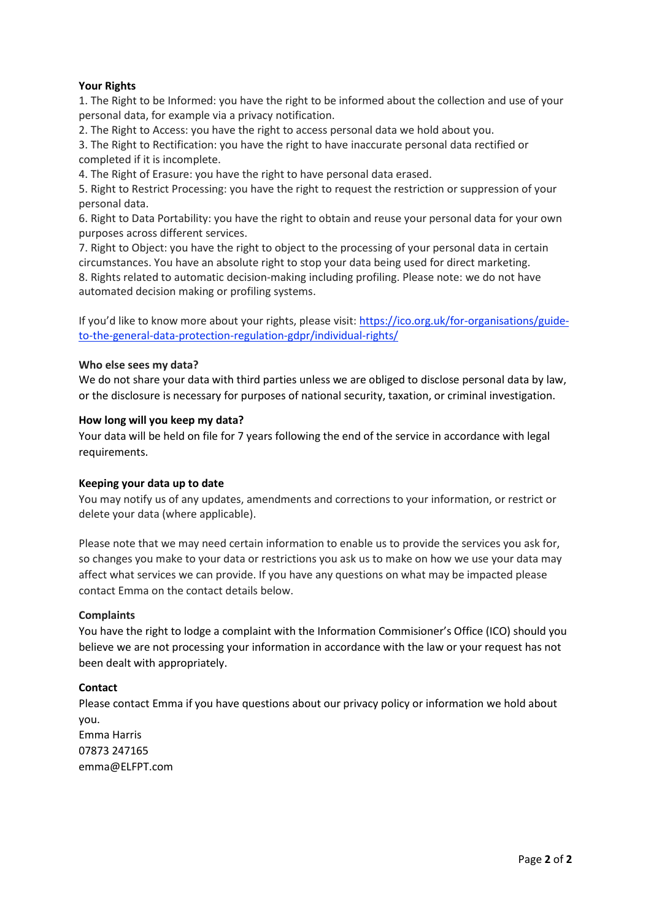**Your Rights**

1. The Right to be Informed: you have the right to be informed about the collection and use of your personal data, for example via a privacy notification.
2. The Right to Access: you have the right to access personal data we hold about you.
3. The Right to Rectification: you have the right to have inaccurate personal data rectified or completed if it is incomplete.
4. The Right of Erasure: you have the right to have personal data erased.
5. Right to Restrict Processing: you have the right to request the restriction or suppression of your personal data.
6. Right to Data Portability: you have the right to obtain and reuse your personal data for your own purposes across different services.
7. Right to Object: you have the right to object to the processing of your personal data in certain circumstances. You have an absolute right to stop your data being used for direct marketing.
8. Rights related to automatic decision-making including profiling. Please note: we do not have automated decision making or profiling systems.

If you'd like to know more about your rights, please visit: [https://ico.org.uk/for-organisations/guide-to-the-general-data-protection-regulation-gdpr/individual-rights/](https://ico.org.uk/for-organisations/guide-to-the-general-data-protection-regulation-gdpr/individual-rights/)

**Who else sees my data?**

We do not share your data with third parties unless we are obliged to disclose personal data by law, or the disclosure is necessary for purposes of national security, taxation, or criminal investigation.

**How long will you keep my data?**

Your data will be held on file for 7 years following the end of the service in accordance with legal requirements.

**Keeping your data up to date**

You may notify us of any updates, amendments and corrections to your information, or restrict or delete your data (where applicable).

Please note that we may need certain information to enable us to provide the services you ask for, so changes you make to your data or restrictions you ask us to make on how we use your data may affect what services we can provide. If you have any questions on what may be impacted please contact Emma on the contact details below.

**Complaints**

You have the right to lodge a complaint with the Information Commisioner's Office (ICO) should you believe we are not processing your information in accordance with the law or your request has not been dealt with appropriately.

**Contact**

Please contact Emma if you have questions about our privacy policy or information we hold about you.
Emma Harris
07873 247165
emma@ELFPT.com